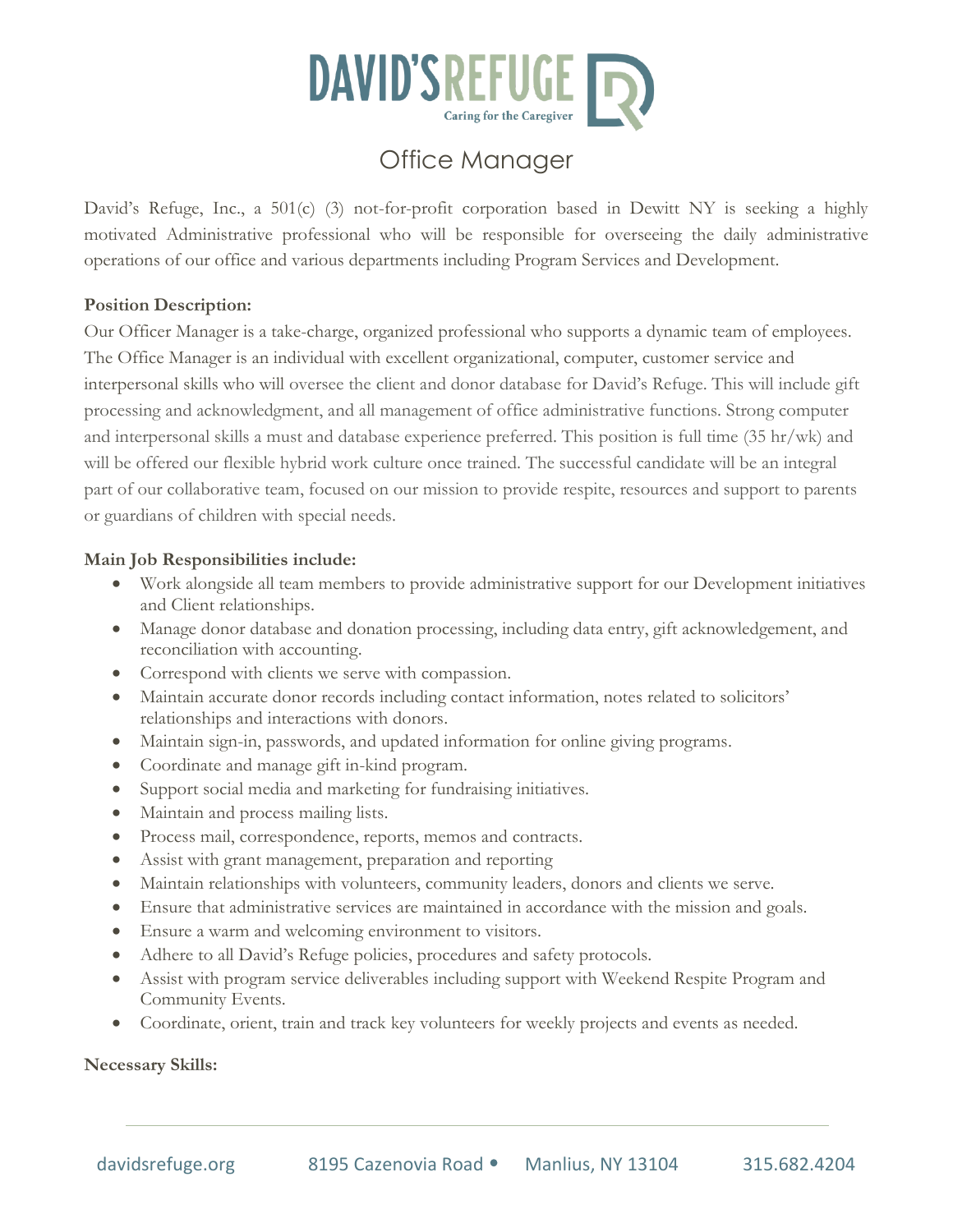# Office Manager

David's Refuge, Inc., a 501(c) (3) not-for-profit corporation based in Dewitt NY is seeking a highly motivated Administrative professional who will be responsible for overseeing the daily administrative operations of our office and various departments including Program Services and Development.

**Position Description:**

Our Officer Manager is a take-charge, organized professional who supports a dynamic team of employees. The Office Manager is an individual with excellent organizational, computer, customer service and interpersonal skills who will oversee the client and donor database for David's Refuge. This will include gift processing and acknowledgment, and all management of office administrative functions. Strong computer and interpersonal skills a must and database experience preferred. This position is full time (35 hr/wk) and will be offered our flexible hybrid work culture once trained. The successful candidate will be an integral part of our collaborative team, focused on our mission to provide respite, resources and support to parents or guardians of children with special needs.

**Main Job Responsibilities include:**

- Work alongside all team members to provide administrative support for our Development initiatives and Client relationships.
- Manage donor database and donation processing, including data entry, gift acknowledgement, and reconciliation with accounting.
- Correspond with clients we serve with compassion.
- Maintain accurate donor records including contact information, notes related to solicitors' relationships and interactions with donors.
- Maintain sign-in, passwords, and updated information for online giving programs.
- Coordinate and manage gift in-kind program.
- Support social media and marketing for fundraising initiatives.
- Maintain and process mailing lists.
- Process mail, correspondence, reports, memos and contracts.
- Assist with grant management, preparation and reporting
- Maintain relationships with volunteers, community leaders, donors and clients we serve.
- Ensure that administrative services are maintained in accordance with the mission and goals.
- Ensure a warm and welcoming environment to visitors.
- Adhere to all David's Refuge policies, procedures and safety protocols.
- Assist with program service deliverables including support with Weekend Respite Program and Community Events.
- Coordinate, orient, train and track key volunteers for weekly projects and events as needed.

**Necessary Skills:**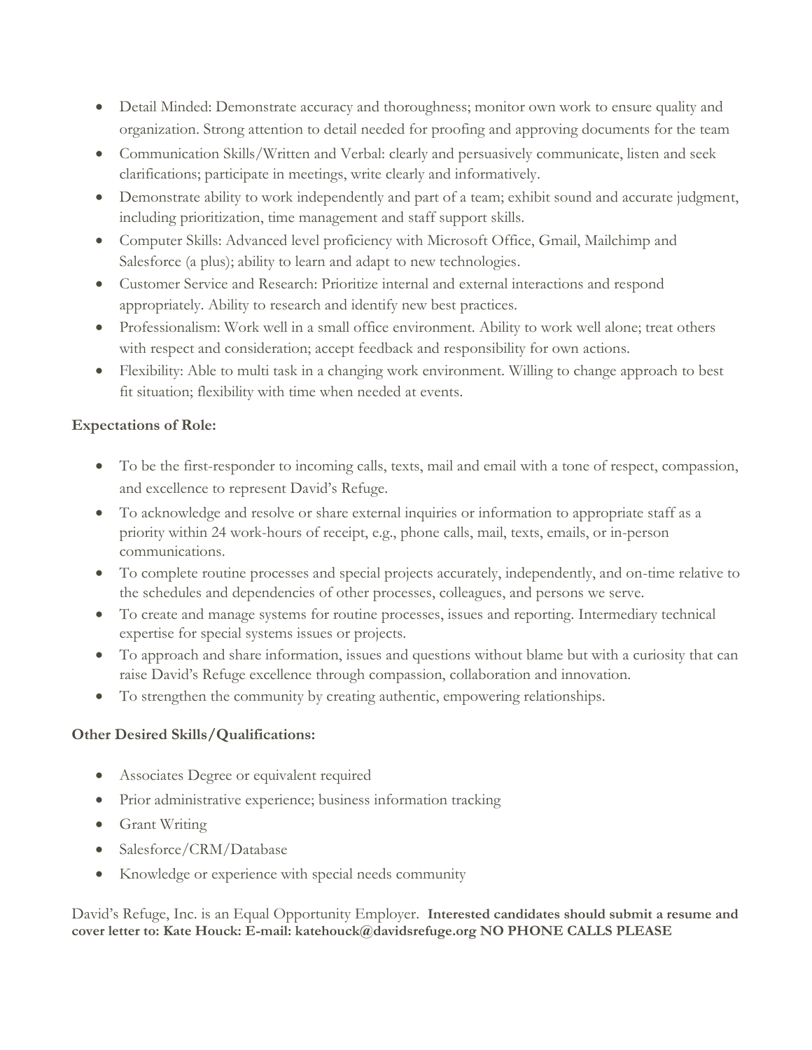- Detail Minded: Demonstrate accuracy and thoroughness; monitor own work to ensure quality and organization. Strong attention to detail needed for proofing and approving documents for the team
- Communication Skills/Written and Verbal: clearly and persuasively communicate, listen and seek clarifications; participate in meetings, write clearly and informatively.
- Demonstrate ability to work independently and part of a team; exhibit sound and accurate judgment, including prioritization, time management and staff support skills.
- Computer Skills: Advanced level proficiency with Microsoft Office, Gmail, Mailchimp and Salesforce (a plus); ability to learn and adapt to new technologies.
- Customer Service and Research: Prioritize internal and external interactions and respond appropriately. Ability to research and identify new best practices.
- Professionalism: Work well in a small office environment. Ability to work well alone; treat others with respect and consideration; accept feedback and responsibility for own actions.
- Flexibility: Able to multi task in a changing work environment. Willing to change approach to best fit situation; flexibility with time when needed at events.

**Expectations of Role:**

- To be the first-responder to incoming calls, texts, mail and email with a tone of respect, compassion, and excellence to represent David's Refuge.
- To acknowledge and resolve or share external inquiries or information to appropriate staff as a priority within 24 work-hours of receipt, e.g., phone calls, mail, texts, emails, or in-person communications.
- To complete routine processes and special projects accurately, independently, and on-time relative to the schedules and dependencies of other processes, colleagues, and persons we serve.
- To create and manage systems for routine processes, issues and reporting. Intermediary technical expertise for special systems issues or projects.
- To approach and share information, issues and questions without blame but with a curiosity that can raise David's Refuge excellence through compassion, collaboration and innovation.
- To strengthen the community by creating authentic, empowering relationships.

**Other Desired Skills/Qualifications:**

- Associates Degree or equivalent required
- Prior administrative experience; business information tracking
- Grant Writing
- Salesforce/CRM/Database
- Knowledge or experience with special needs community

David's Refuge, Inc. is an Equal Opportunity Employer. **Interested candidates should submit a resume and cover letter to: Kate Houck: E-mail: katehouck@davidsrefuge.org NO PHONE CALLS PLEASE**